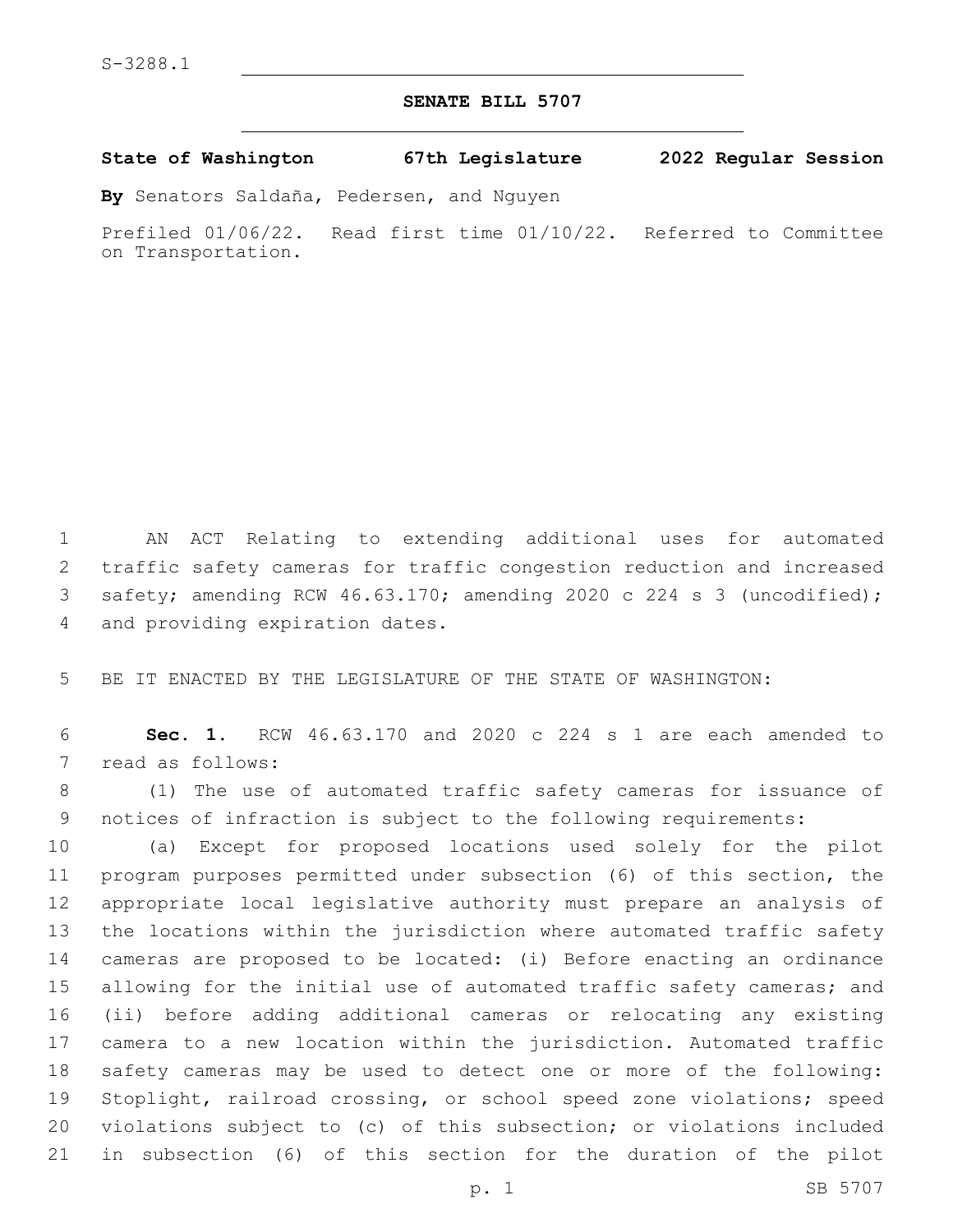S-3288.1

# SENATE BILL 5707

**State of Washington 67th Legislature 2022 Regular Session**

**By** Senators Saldaña, Pedersen, and Nguyen

Prefiled 01/06/22. Read first time 01/10/22. Referred to Committee on Transportation.

AN ACT Relating to extending additional uses for automated traffic safety cameras for traffic congestion reduction and increased safety; amending RCW 46.63.170; amending 2020 c 224 s 3 (uncodified); and providing expiration dates.

BE IT ENACTED BY THE LEGISLATURE OF THE STATE OF WASHINGTON:

**Sec. 1.** RCW 46.63.170 and 2020 c 224 s 1 are each amended to read as follows:

(1) The use of automated traffic safety cameras for issuance of notices of infraction is subject to the following requirements:

(a) Except for proposed locations used solely for the pilot program purposes permitted under subsection (6) of this section, the appropriate local legislative authority must prepare an analysis of the locations within the jurisdiction where automated traffic safety cameras are proposed to be located: (i) Before enacting an ordinance allowing for the initial use of automated traffic safety cameras; and (ii) before adding additional cameras or relocating any existing camera to a new location within the jurisdiction. Automated traffic safety cameras may be used to detect one or more of the following: Stoplight, railroad crossing, or school speed zone violations; speed violations subject to (c) of this subsection; or violations included in subsection (6) of this section for the duration of the pilot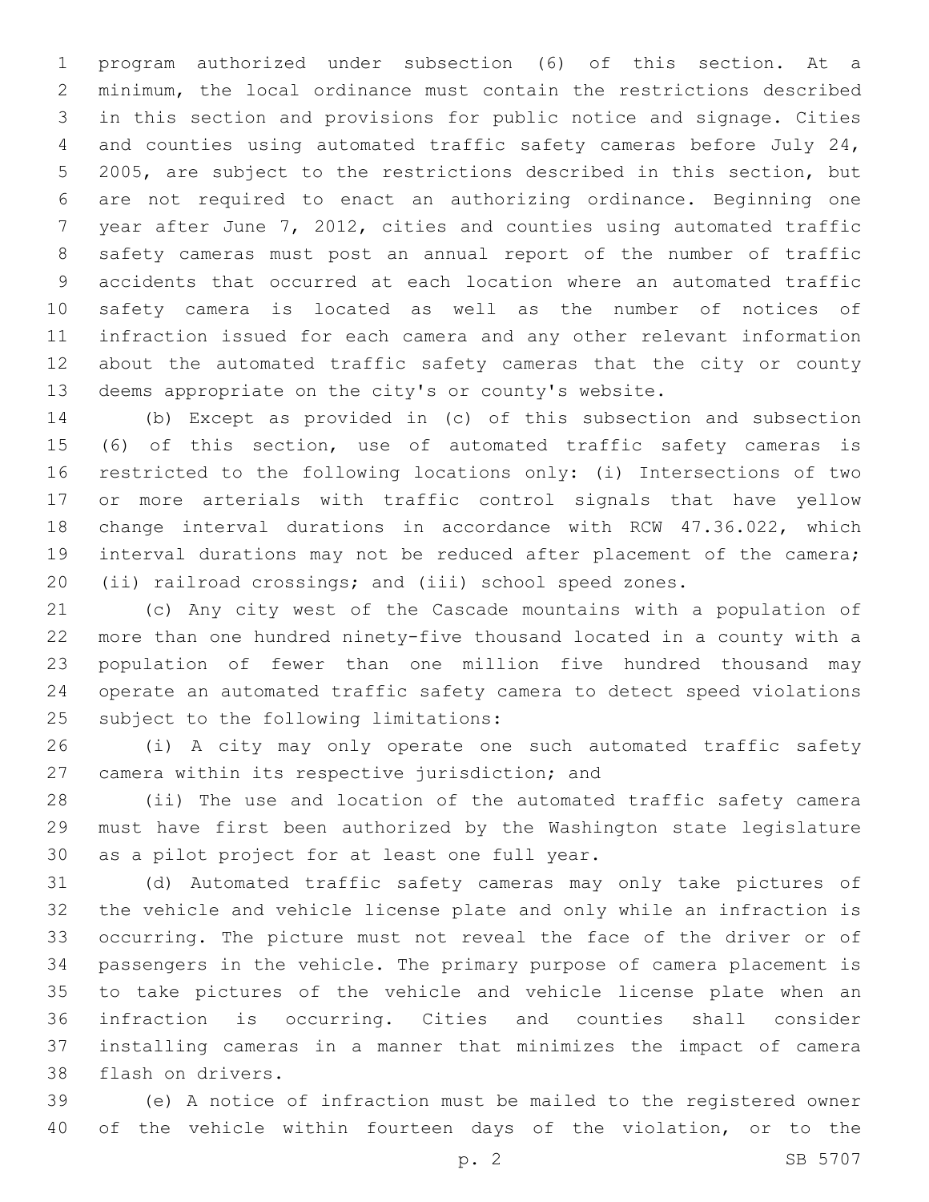program authorized under subsection (6) of this section. At a minimum, the local ordinance must contain the restrictions described in this section and provisions for public notice and signage. Cities and counties using automated traffic safety cameras before July 24, 2005, are subject to the restrictions described in this section, but are not required to enact an authorizing ordinance. Beginning one year after June 7, 2012, cities and counties using automated traffic safety cameras must post an annual report of the number of traffic accidents that occurred at each location where an automated traffic safety camera is located as well as the number of notices of infraction issued for each camera and any other relevant information about the automated traffic safety cameras that the city or county deems appropriate on the city's or county's website.

(b) Except as provided in (c) of this subsection and subsection (6) of this section, use of automated traffic safety cameras is restricted to the following locations only: (i) Intersections of two or more arterials with traffic control signals that have yellow change interval durations in accordance with RCW 47.36.022, which interval durations may not be reduced after placement of the camera; (ii) railroad crossings; and (iii) school speed zones.

(c) Any city west of the Cascade mountains with a population of more than one hundred ninety-five thousand located in a county with a population of fewer than one million five hundred thousand may operate an automated traffic safety camera to detect speed violations subject to the following limitations:

(i) A city may only operate one such automated traffic safety camera within its respective jurisdiction; and

(ii) The use and location of the automated traffic safety camera must have first been authorized by the Washington state legislature as a pilot project for at least one full year.

(d) Automated traffic safety cameras may only take pictures of the vehicle and vehicle license plate and only while an infraction is occurring. The picture must not reveal the face of the driver or of passengers in the vehicle. The primary purpose of camera placement is to take pictures of the vehicle and vehicle license plate when an infraction is occurring. Cities and counties shall consider installing cameras in a manner that minimizes the impact of camera flash on drivers.

(e) A notice of infraction must be mailed to the registered owner of the vehicle within fourteen days of the violation, or to the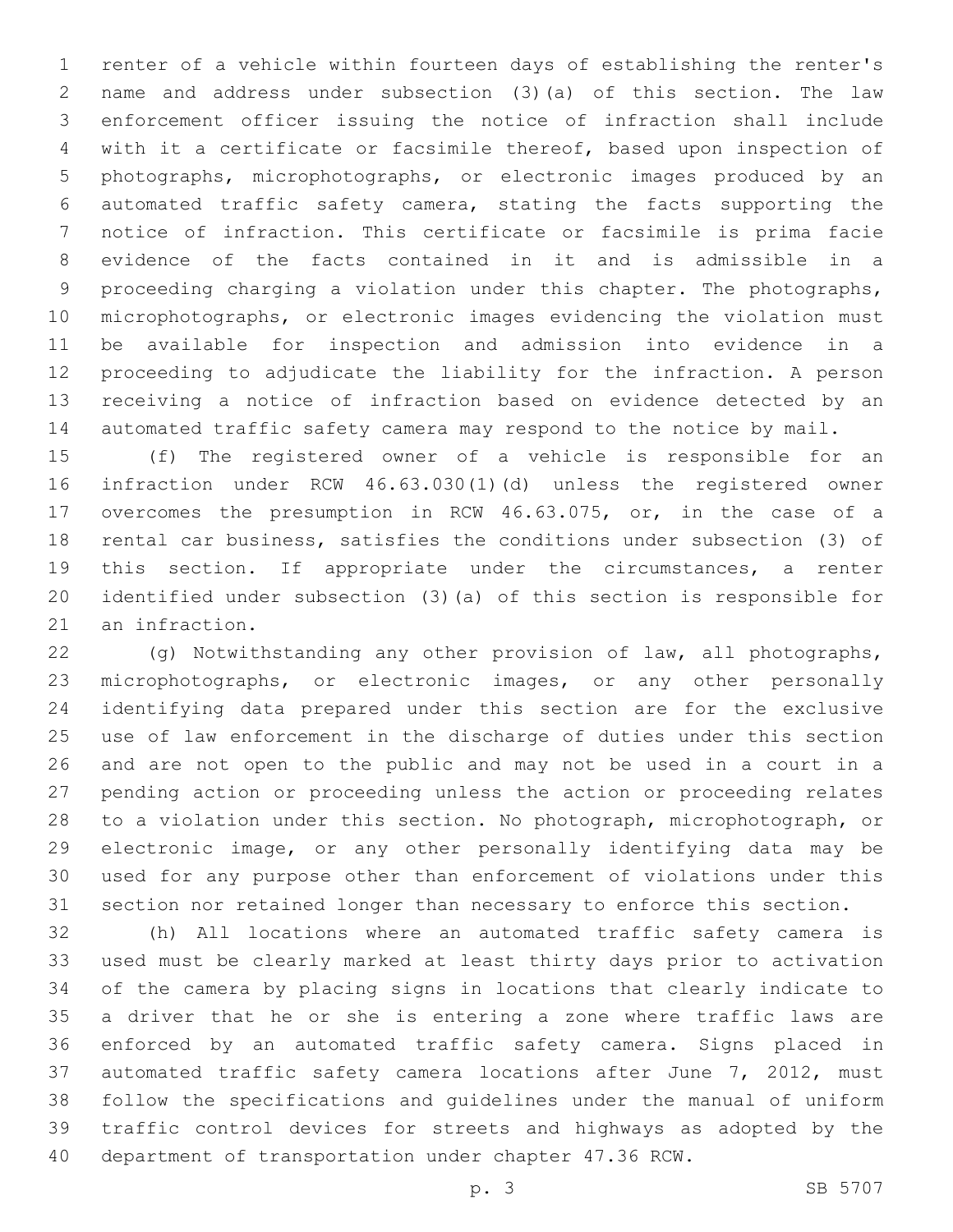renter of a vehicle within fourteen days of establishing the renter's name and address under subsection (3)(a) of this section. The law enforcement officer issuing the notice of infraction shall include with it a certificate or facsimile thereof, based upon inspection of photographs, microphotographs, or electronic images produced by an automated traffic safety camera, stating the facts supporting the notice of infraction. This certificate or facsimile is prima facie evidence of the facts contained in it and is admissible in a proceeding charging a violation under this chapter. The photographs, microphotographs, or electronic images evidencing the violation must be available for inspection and admission into evidence in a proceeding to adjudicate the liability for the infraction. A person receiving a notice of infraction based on evidence detected by an automated traffic safety camera may respond to the notice by mail.

(f) The registered owner of a vehicle is responsible for an infraction under RCW 46.63.030(1)(d) unless the registered owner overcomes the presumption in RCW 46.63.075, or, in the case of a rental car business, satisfies the conditions under subsection (3) of this section. If appropriate under the circumstances, a renter identified under subsection (3)(a) of this section is responsible for an infraction.

(g) Notwithstanding any other provision of law, all photographs, microphotographs, or electronic images, or any other personally identifying data prepared under this section are for the exclusive use of law enforcement in the discharge of duties under this section and are not open to the public and may not be used in a court in a pending action or proceeding unless the action or proceeding relates to a violation under this section. No photograph, microphotograph, or electronic image, or any other personally identifying data may be used for any purpose other than enforcement of violations under this section nor retained longer than necessary to enforce this section.

(h) All locations where an automated traffic safety camera is used must be clearly marked at least thirty days prior to activation of the camera by placing signs in locations that clearly indicate to a driver that he or she is entering a zone where traffic laws are enforced by an automated traffic safety camera. Signs placed in automated traffic safety camera locations after June 7, 2012, must follow the specifications and guidelines under the manual of uniform traffic control devices for streets and highways as adopted by the department of transportation under chapter 47.36 RCW.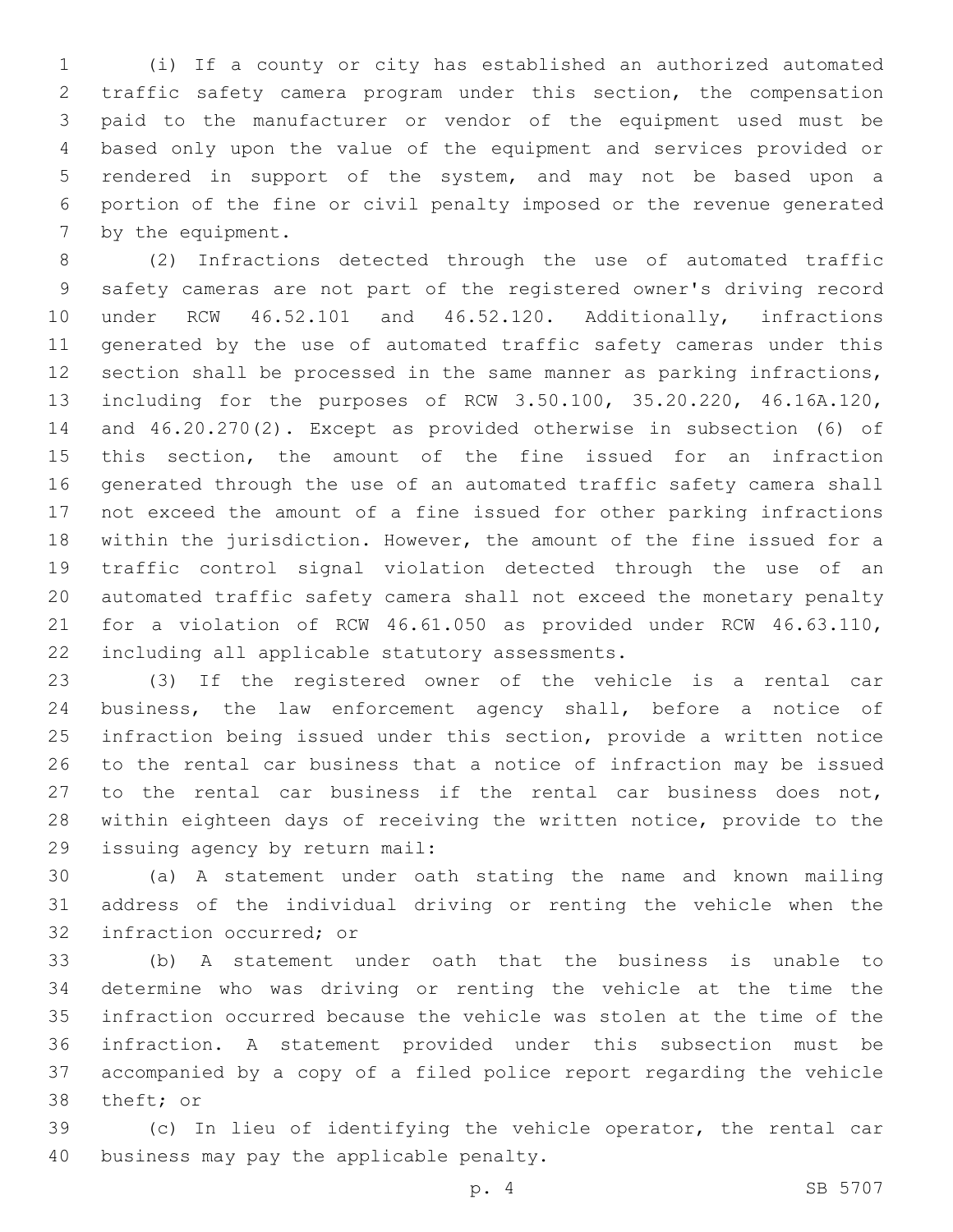(i) If a county or city has established an authorized automated traffic safety camera program under this section, the compensation paid to the manufacturer or vendor of the equipment used must be based only upon the value of the equipment and services provided or rendered in support of the system, and may not be based upon a portion of the fine or civil penalty imposed or the revenue generated by the equipment.

(2) Infractions detected through the use of automated traffic safety cameras are not part of the registered owner's driving record under RCW 46.52.101 and 46.52.120. Additionally, infractions generated by the use of automated traffic safety cameras under this section shall be processed in the same manner as parking infractions, including for the purposes of RCW 3.50.100, 35.20.220, 46.16A.120, and 46.20.270(2). Except as provided otherwise in subsection (6) of this section, the amount of the fine issued for an infraction generated through the use of an automated traffic safety camera shall not exceed the amount of a fine issued for other parking infractions within the jurisdiction. However, the amount of the fine issued for a traffic control signal violation detected through the use of an automated traffic safety camera shall not exceed the monetary penalty for a violation of RCW 46.61.050 as provided under RCW 46.63.110, including all applicable statutory assessments.

(3) If the registered owner of the vehicle is a rental car business, the law enforcement agency shall, before a notice of infraction being issued under this section, provide a written notice to the rental car business that a notice of infraction may be issued to the rental car business if the rental car business does not, within eighteen days of receiving the written notice, provide to the issuing agency by return mail:

(a) A statement under oath stating the name and known mailing address of the individual driving or renting the vehicle when the infraction occurred; or

(b) A statement under oath that the business is unable to determine who was driving or renting the vehicle at the time the infraction occurred because the vehicle was stolen at the time of the infraction. A statement provided under this subsection must be accompanied by a copy of a filed police report regarding the vehicle theft; or

(c) In lieu of identifying the vehicle operator, the rental car business may pay the applicable penalty.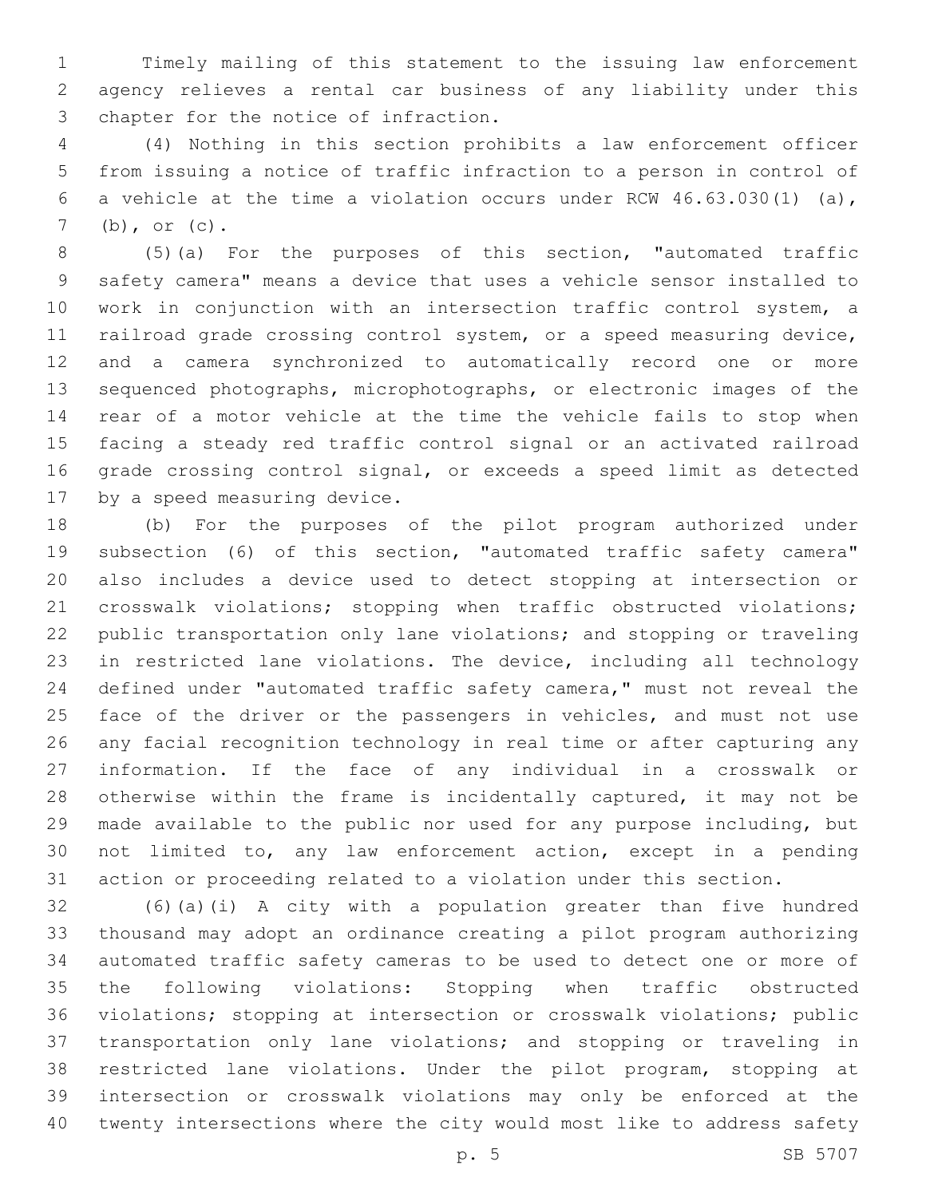Timely mailing of this statement to the issuing law enforcement agency relieves a rental car business of any liability under this chapter for the notice of infraction.

(4) Nothing in this section prohibits a law enforcement officer from issuing a notice of traffic infraction to a person in control of a vehicle at the time a violation occurs under RCW 46.63.030(1) (a), (b), or (c).

(5)(a) For the purposes of this section, "automated traffic safety camera" means a device that uses a vehicle sensor installed to work in conjunction with an intersection traffic control system, a railroad grade crossing control system, or a speed measuring device, and a camera synchronized to automatically record one or more sequenced photographs, microphotographs, or electronic images of the rear of a motor vehicle at the time the vehicle fails to stop when facing a steady red traffic control signal or an activated railroad grade crossing control signal, or exceeds a speed limit as detected by a speed measuring device.

(b) For the purposes of the pilot program authorized under subsection (6) of this section, "automated traffic safety camera" also includes a device used to detect stopping at intersection or crosswalk violations; stopping when traffic obstructed violations; public transportation only lane violations; and stopping or traveling in restricted lane violations. The device, including all technology defined under "automated traffic safety camera," must not reveal the face of the driver or the passengers in vehicles, and must not use any facial recognition technology in real time or after capturing any information. If the face of any individual in a crosswalk or otherwise within the frame is incidentally captured, it may not be made available to the public nor used for any purpose including, but not limited to, any law enforcement action, except in a pending action or proceeding related to a violation under this section.

(6)(a)(i) A city with a population greater than five hundred thousand may adopt an ordinance creating a pilot program authorizing automated traffic safety cameras to be used to detect one or more of the following violations: Stopping when traffic obstructed violations; stopping at intersection or crosswalk violations; public transportation only lane violations; and stopping or traveling in restricted lane violations. Under the pilot program, stopping at intersection or crosswalk violations may only be enforced at the twenty intersections where the city would most like to address safety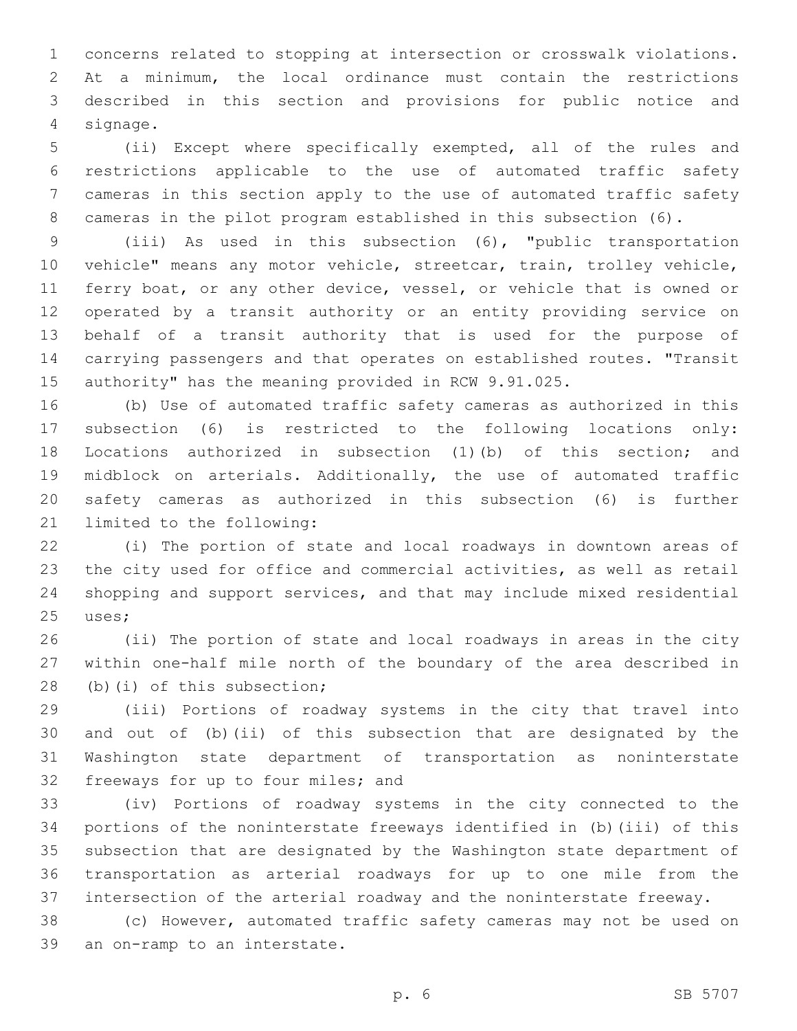concerns related to stopping at intersection or crosswalk violations. At a minimum, the local ordinance must contain the restrictions described in this section and provisions for public notice and signage.

(ii) Except where specifically exempted, all of the rules and restrictions applicable to the use of automated traffic safety cameras in this section apply to the use of automated traffic safety cameras in the pilot program established in this subsection (6).

(iii) As used in this subsection (6), "public transportation vehicle" means any motor vehicle, streetcar, train, trolley vehicle, ferry boat, or any other device, vessel, or vehicle that is owned or operated by a transit authority or an entity providing service on behalf of a transit authority that is used for the purpose of carrying passengers and that operates on established routes. "Transit authority" has the meaning provided in RCW 9.91.025.

(b) Use of automated traffic safety cameras as authorized in this subsection (6) is restricted to the following locations only: Locations authorized in subsection (1)(b) of this section; and midblock on arterials. Additionally, the use of automated traffic safety cameras as authorized in this subsection (6) is further limited to the following:

(i) The portion of state and local roadways in downtown areas of the city used for office and commercial activities, as well as retail shopping and support services, and that may include mixed residential uses;

(ii) The portion of state and local roadways in areas in the city within one-half mile north of the boundary of the area described in (b)(i) of this subsection;

(iii) Portions of roadway systems in the city that travel into and out of (b)(ii) of this subsection that are designated by the Washington state department of transportation as noninterstate freeways for up to four miles; and

(iv) Portions of roadway systems in the city connected to the portions of the noninterstate freeways identified in (b)(iii) of this subsection that are designated by the Washington state department of transportation as arterial roadways for up to one mile from the intersection of the arterial roadway and the noninterstate freeway.

(c) However, automated traffic safety cameras may not be used on an on-ramp to an interstate.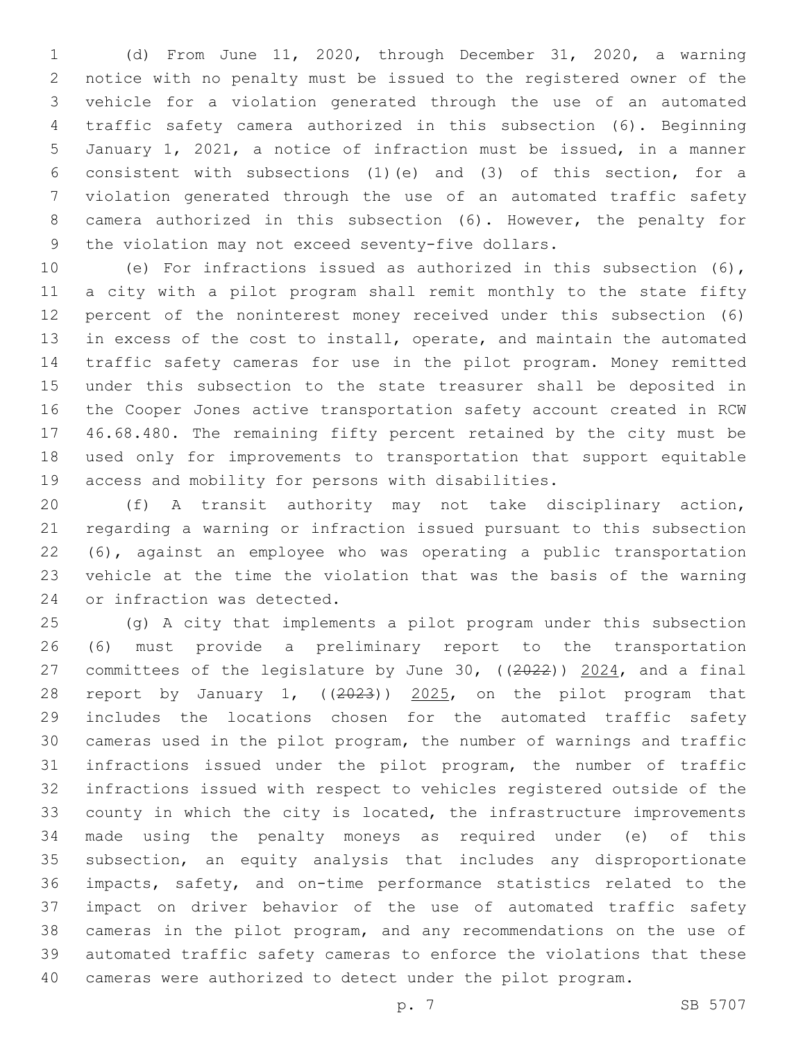(d) From June 11, 2020, through December 31, 2020, a warning notice with no penalty must be issued to the registered owner of the vehicle for a violation generated through the use of an automated traffic safety camera authorized in this subsection (6). Beginning January 1, 2021, a notice of infraction must be issued, in a manner consistent with subsections (1)(e) and (3) of this section, for a violation generated through the use of an automated traffic safety camera authorized in this subsection (6). However, the penalty for the violation may not exceed seventy-five dollars.

(e) For infractions issued as authorized in this subsection (6), a city with a pilot program shall remit monthly to the state fifty percent of the noninterest money received under this subsection (6) in excess of the cost to install, operate, and maintain the automated traffic safety cameras for use in the pilot program. Money remitted under this subsection to the state treasurer shall be deposited in the Cooper Jones active transportation safety account created in RCW 46.68.480. The remaining fifty percent retained by the city must be used only for improvements to transportation that support equitable access and mobility for persons with disabilities.

(f) A transit authority may not take disciplinary action, regarding a warning or infraction issued pursuant to this subsection (6), against an employee who was operating a public transportation vehicle at the time the violation that was the basis of the warning or infraction was detected.

(g) A city that implements a pilot program under this subsection (6) must provide a preliminary report to the transportation committees of the legislature by June 30, ((~~2022~~)) <u>2024</u>, and a final report by January 1, ((~~2023~~)) <u>2025</u>, on the pilot program that includes the locations chosen for the automated traffic safety cameras used in the pilot program, the number of warnings and traffic infractions issued under the pilot program, the number of traffic infractions issued with respect to vehicles registered outside of the county in which the city is located, the infrastructure improvements made using the penalty moneys as required under (e) of this subsection, an equity analysis that includes any disproportionate impacts, safety, and on-time performance statistics related to the impact on driver behavior of the use of automated traffic safety cameras in the pilot program, and any recommendations on the use of automated traffic safety cameras to enforce the violations that these cameras were authorized to detect under the pilot program.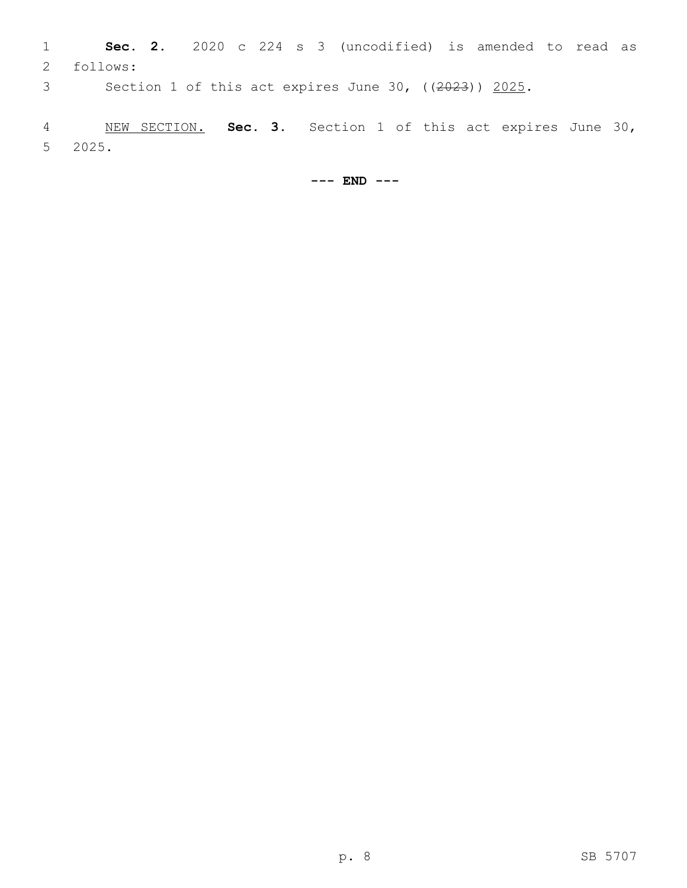**Sec. 2.** 2020 c 224 s 3 (uncodified) is amended to read as follows:

Section 1 of this act expires June 30, ((~~2023~~)) 2025.

NEW SECTION. **Sec. 3.** Section 1 of this act expires June 30, 2025.

**--- END ---**